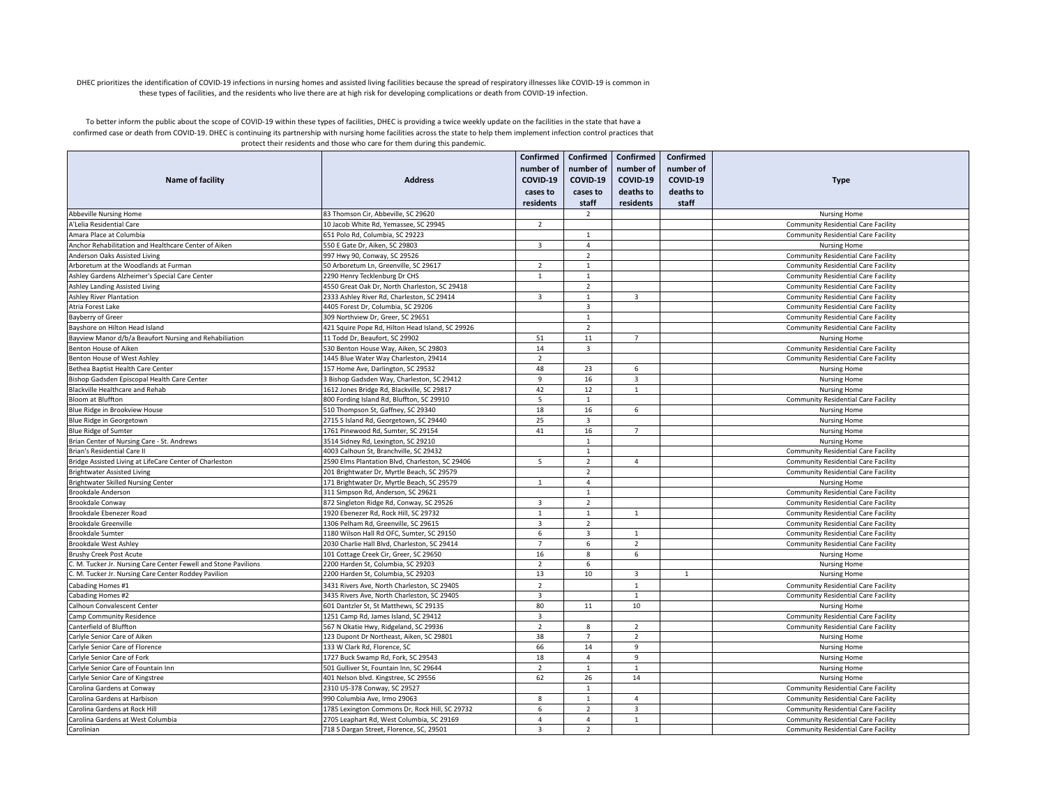DHEC prioritizes the identification of COVID-19 infections in nursing homes and assisted living facilities because the spread of respiratory illnesses like COVID-19 is common in these types of facilities, and the residents who live there are at high risk for developing complications or death from COVID-19 infection.

To better inform the public about the scope of COVID-19 within these types of facilities, DHEC is providing a twice weekly update on the facilities in the state that have a confirmed case or death from COVID-19. DHEC is continuing its partnership with nursing home facilities across the state to help them implement infection control practices that protect their residents and those who care for them during this pandemic.

| Name of facility | Address | Confirmed number of COVID-19 cases to residents | Confirmed number of COVID-19 cases to staff | Confirmed number of COVID-19 deaths to residents | Confirmed number of COVID-19 deaths to staff | Type |
|---|---|---|---|---|---|---|
| Abbeville Nursing Home | 83 Thomson Cir, Abbeville, SC 29620 | | 2 | | | Nursing Home |
| A'Lelia Residential Care | 10 Jacob White Rd, Yemassee, SC 29945 | 2 | | | | Community Residential Care Facility |
| Amara Place at Columbia | 651 Polo Rd, Columbia, SC 29223 | | 1 | | | Community Residential Care Facility |
| Anchor Rehabilitation and Healthcare Center of Aiken | 550 E Gate Dr, Aiken, SC 29803 | 3 | 4 | | | Nursing Home |
| Anderson Oaks Assisted Living | 997 Hwy 90, Conway, SC 29526 | | 2 | | | Community Residential Care Facility |
| Arboretum at the Woodlands at Furman | 50 Arboretum Ln, Greenville, SC 29617 | 2 | 1 | | | Community Residential Care Facility |
| Ashley Gardens Alzheimer's Special Care Center | 2290 Henry Tecklenburg Dr CHS | 1 | 1 | | | Community Residential Care Facility |
| Ashley Landing Assisted Living | 4550 Great Oak Dr, North Charleston, SC 29418 | | 2 | | | Community Residential Care Facility |
| Ashley River Plantation | 2333 Ashley River Rd, Charleston, SC 29414 | 3 | 1 | 3 | | Community Residential Care Facility |
| Atria Forest Lake | 4405 Forest Dr, Columbia, SC 29206 | | 3 | | | Community Residential Care Facility |
| Bayberry of Greer | 309 Northview Dr, Greer, SC 29651 | | 1 | | | Community Residential Care Facility |
| Bayshore on Hilton Head Island | 421 Squire Pope Rd, Hilton Head Island, SC 29926 | | 2 | | | Community Residential Care Facility |
| Bayview Manor d/b/a Beaufort Nursing and Rehabiliation | 11 Todd Dr, Beaufort, SC 29902 | 51 | 11 | 7 | | Nursing Home |
| Benton House of Aiken | 530 Benton House Way, Aiken, SC 29803 | 14 | 3 | | | Community Residential Care Facility |
| Benton House of West Ashley | 1445 Blue Water Way Charleston, 29414 | 2 | | | | Community Residential Care Facility |
| Bethea Baptist Health Care Center | 157 Home Ave, Darlington, SC 29532 | 48 | 23 | 6 | | Nursing Home |
| Bishop Gadsden Episcopal Health Care Center | 3 Bishop Gadsden Way, Charleston, SC 29412 | 9 | 16 | 3 | | Nursing Home |
| Blackville Healthcare and Rehab | 1612 Jones Bridge Rd, Blackville, SC 29817 | 42 | 12 | 1 | | Nursing Home |
| Bloom at Bluffton | 800 Fording Island Rd, Bluffton, SC 29910 | 5 | 1 | | | Community Residential Care Facility |
| Blue Ridge in Brookview House | 510 Thompson St, Gaffney, SC 29340 | 18 | 16 | 6 | | Nursing Home |
| Blue Ridge in Georgetown | 2715 S Island Rd, Georgetown, SC 29440 | 25 | 3 | | | Nursing Home |
| Blue Ridge of Sumter | 1761 Pinewood Rd, Sumter, SC 29154 | 41 | 16 | 7 | | Nursing Home |
| Brian Center of Nursing Care - St. Andrews | 3514 Sidney Rd, Lexington, SC 29210 | | 1 | | | Nursing Home |
| Brian's Residential Care II | 4003 Calhoun St, Branchville, SC 29432 | | 1 | | | Community Residential Care Facility |
| Bridge Assisted Living at LifeCare Center of Charleston | 2590 Elms Plantation Blvd, Charleston, SC 29406 | 5 | 2 | 4 | | Community Residential Care Facility |
| Brightwater Assisted Living | 201 Brightwater Dr, Myrtle Beach, SC 29579 | | 2 | | | Community Residential Care Facility |
| Brightwater Skilled Nursing Center | 171 Brightwater Dr, Myrtle Beach, SC 29579 | 1 | 4 | | | Nursing Home |
| Brookdale Anderson | 311 Simpson Rd, Anderson, SC 29621 | | 1 | | | Community Residential Care Facility |
| Brookdale Conway | 872 Singleton Ridge Rd, Conway, SC 29526 | 3 | 2 | | | Community Residential Care Facility |
| Brookdale Ebenezer Road | 1920 Ebenezer Rd, Rock Hill, SC 29732 | 1 | 1 | 1 | | Community Residential Care Facility |
| Brookdale Greenville | 1306 Pelham Rd, Greenville, SC 29615 | 3 | 2 | | | Community Residential Care Facility |
| Brookdale Sumter | 1180 Wilson Hall Rd OFC, Sumter, SC 29150 | 6 | 3 | 1 | | Community Residential Care Facility |
| Brookdale West Ashley | 2030 Charlie Hall Blvd, Charleston, SC 29414 | 7 | 6 | 2 | | Community Residential Care Facility |
| Brushy Creek Post Acute | 101 Cottage Creek Cir, Greer, SC 29650 | 16 | 8 | 6 | | Nursing Home |
| C. M. Tucker Jr. Nursing Care Center Fewell and Stone Pavilions | 2200 Harden St, Columbia, SC 29203 | 2 | 6 | | | Nursing Home |
| C. M. Tucker Jr. Nursing Care Center Roddey Pavilion | 2200 Harden St, Columbia, SC 29203 | 13 | 10 | 3 | 1 | Nursing Home |
| Cabading Homes #1 | 3431 Rivers Ave, North Charleston, SC 29405 | 2 | | 1 | | Community Residential Care Facility |
| Cabading Homes #2 | 3435 Rivers Ave, North Charleston, SC 29405 | 3 | | 1 | | Community Residential Care Facility |
| Calhoun Convalescent Center | 601 Dantzler St, St Matthews, SC 29135 | 80 | 11 | 10 | | Nursing Home |
| Camp Community Residence | 1251 Camp Rd, James Island, SC 29412 | 3 | | | | Community Residential Care Facility |
| Canterfield of Bluffton | 567 N Okatie Hwy, Ridgeland, SC 29936 | 2 | 8 | 2 | | Community Residential Care Facility |
| Carlyle Senior Care of Aiken | 123 Dupont Dr Northeast, Aiken, SC 29801 | 38 | 7 | 2 | | Nursing Home |
| Carlyle Senior Care of Florence | 133 W Clark Rd, Florence, SC | 66 | 14 | 9 | | Nursing Home |
| Carlyle Senior Care of Fork | 1727 Buck Swamp Rd, Fork, SC 29543 | 18 | 4 | 9 | | Nursing Home |
| Carlyle Senior Care of Fountain Inn | 501 Gulliver St, Fountain Inn, SC 29644 | 2 | 1 | 1 | | Nursing Home |
| Carlyle Senior Care of Kingstree | 401 Nelson blvd. Kingstree, SC 29556 | 62 | 26 | 14 | | Nursing Home |
| Carolina Gardens at Conway | 2310 US-378 Conway, SC 29527 | | 1 | | | Community Residential Care Facility |
| Carolina Gardens at Harbison | 990 Columbia Ave, Irmo 29063 | 8 | 1 | 4 | | Community Residential Care Facility |
| Carolina Gardens at Rock Hill | 1785 Lexington Commons Dr, Rock Hill, SC 29732 | 6 | 2 | 3 | | Community Residential Care Facility |
| Carolina Gardens at West Columbia | 2705 Leaphart Rd, West Columbia, SC 29169 | 4 | 4 | 1 | | Community Residential Care Facility |
| Carolinian | 718 S Dargan Street, Florence, SC, 29501 | 3 | 2 | | | Community Residential Care Facility |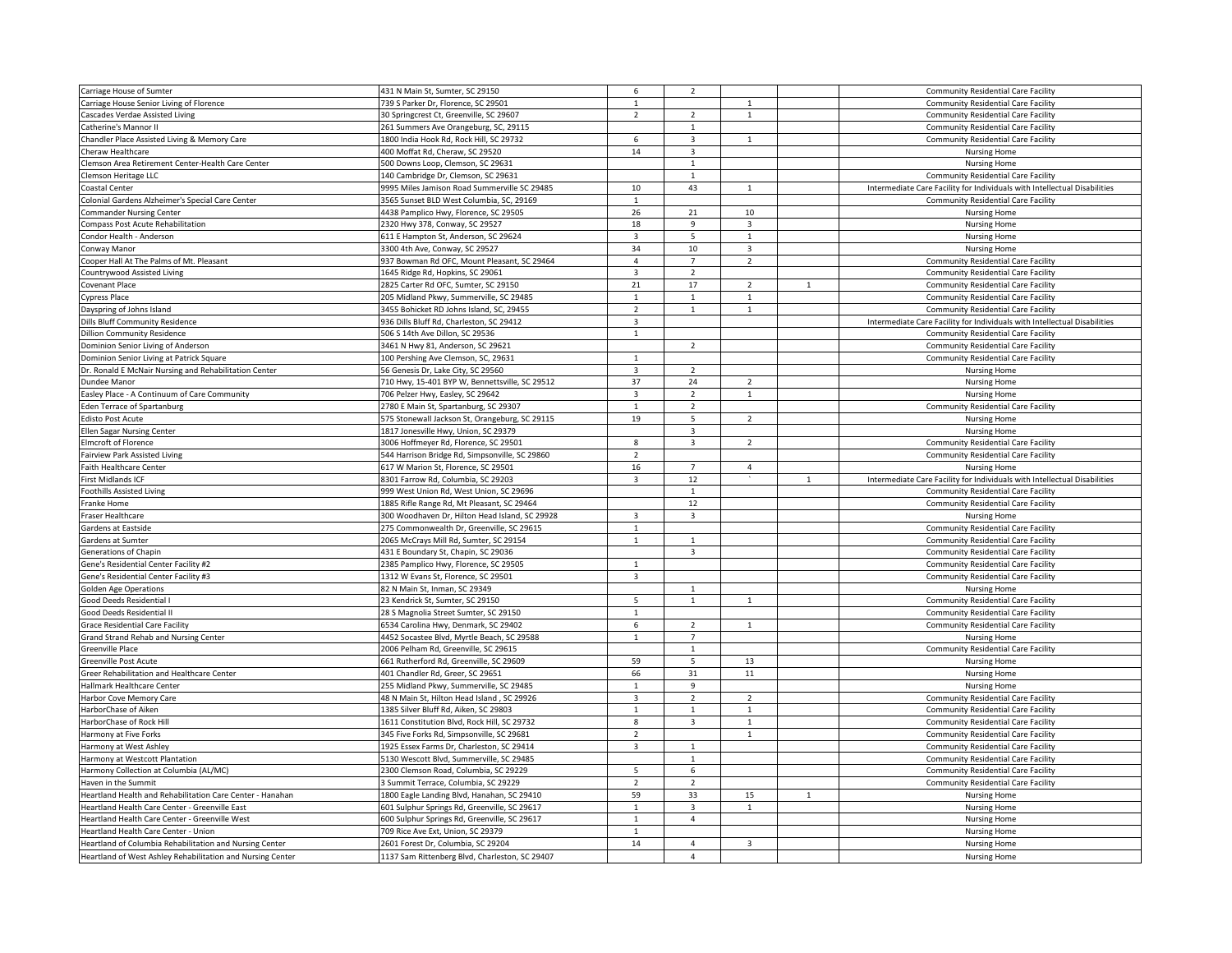| | | | | | | |
|---|---|---|---|---|---|---|
| Carriage House of Sumter | 431 N Main St, Sumter, SC 29150 | 6 | 2 | | | Community Residential Care Facility |
| Carriage House Senior Living of Florence | 739 S Parker Dr, Florence, SC 29501 | 1 | | 1 | | Community Residential Care Facility |
| Cascades Verdae Assisted Living | 30 Springcrest Ct, Greenville, SC 29607 | 2 | 2 | 1 | | Community Residential Care Facility |
| Catherine's Mannor II | 261 Summers Ave Orangeburg, SC, 29115 | | 1 | | | Community Residential Care Facility |
| Chandler Place Assisted Living & Memory Care | 1800 India Hook Rd, Rock Hill, SC 29732 | 6 | 3 | 1 | | Community Residential Care Facility |
| Cheraw Healthcare | 400 Moffat Rd, Cheraw, SC 29520 | 14 | 3 | | | Nursing Home |
| Clemson Area Retirement Center-Health Care Center | 500 Downs Loop, Clemson, SC 29631 | | 1 | | | Nursing Home |
| Clemson Heritage LLC | 140 Cambridge Dr, Clemson, SC 29631 | | 1 | | | Community Residential Care Facility |
| Coastal Center | 9995 Miles Jamison Road Summerville SC 29485 | 10 | 43 | 1 | | Intermediate Care Facility for Individuals with Intellectual Disabilities |
| Colonial Gardens Alzheimer's Special Care Center | 3565 Sunset BLD West Columbia, SC, 29169 | 1 | | | | Community Residential Care Facility |
| Commander Nursing Center | 4438 Pamplico Hwy, Florence, SC 29505 | 26 | 21 | 10 | | Nursing Home |
| Compass Post Acute Rehabilitation | 2320 Hwy 378, Conway, SC 29527 | 18 | 9 | 3 | | Nursing Home |
| Condor Health - Anderson | 611 E Hampton St, Anderson, SC 29624 | 3 | 5 | 1 | | Nursing Home |
| Conway Manor | 3300 4th Ave, Conway, SC 29527 | 34 | 10 | 3 | | Nursing Home |
| Cooper Hall At The Palms of Mt. Pleasant | 937 Bowman Rd OFC, Mount Pleasant, SC 29464 | 4 | 7 | 2 | | Community Residential Care Facility |
| Countrywood Assisted Living | 1645 Ridge Rd, Hopkins, SC 29061 | 3 | 2 | | | Community Residential Care Facility |
| Covenant Place | 2825 Carter Rd OFC, Sumter, SC 29150 | 21 | 17 | 2 | 1 | Community Residential Care Facility |
| Cypress Place | 205 Midland Pkwy, Summerville, SC 29485 | 1 | 1 | 1 | | Community Residential Care Facility |
| Dayspring of Johns Island | 3455 Bohicket RD Johns Island, SC, 29455 | 2 | 1 | 1 | | Community Residential Care Facility |
| Dills Bluff Community Residence | 936 Dills Bluff Rd, Charleston, SC 29412 | 3 | | | | Intermediate Care Facility for Individuals with Intellectual Disabilities |
| Dillion Community Residence | 506 S 14th Ave Dillon, SC 29536 | 1 | | | | Community Residential Care Facility |
| Dominion Senior Living of Anderson | 3461 N Hwy 81, Anderson, SC 29621 | | 2 | | | Community Residential Care Facility |
| Dominion Senior Living at Patrick Square | 100 Pershing Ave Clemson, SC, 29631 | 1 | | | | Community Residential Care Facility |
| Dr. Ronald E McNair Nursing and Rehabilitation Center | 56 Genesis Dr, Lake City, SC 29560 | 3 | 2 | | | Nursing Home |
| Dundee Manor | 710 Hwy, 15-401 BYP W, Bennettsville, SC 29512 | 37 | 24 | 2 | | Nursing Home |
| Easley Place - A Continuum of Care Community | 706 Pelzer Hwy, Easley, SC 29642 | 3 | 2 | 1 | | Nursing Home |
| Eden Terrace of Spartanburg | 2780 E Main St, Spartanburg, SC 29307 | 1 | 2 | | | Community Residential Care Facility |
| Edisto Post Acute | 575 Stonewall Jackson St, Orangeburg, SC 29115 | 19 | 5 | 2 | | Nursing Home |
| Ellen Sagar Nursing Center | 1817 Jonesville Hwy, Union, SC 29379 | | 3 | | | Nursing Home |
| Elmcroft of Florence | 3006 Hoffmeyer Rd, Florence, SC 29501 | 8 | 3 | 2 | | Community Residential Care Facility |
| Fairview Park Assisted Living | 544 Harrison Bridge Rd, Simpsonville, SC 29860 | 2 | | | | Community Residential Care Facility |
| Faith Healthcare Center | 617 W Marion St, Florence, SC 29501 | 16 | 7 | 4 | | Nursing Home |
| First Midlands ICF | 8301 Farrow Rd, Columbia, SC 29203 | 3 | 12 | ` | 1 | Intermediate Care Facility for Individuals with Intellectual Disabilities |
| Foothills Assisted Living | 999 West Union Rd, West Union, SC 29696 | | 1 | | | Community Residential Care Facility |
| Franke Home | 1885 Rifle Range Rd, Mt Pleasant, SC 29464 | | 12 | | | Community Residential Care Facility |
| Fraser Healthcare | 300 Woodhaven Dr, Hilton Head Island, SC 29928 | 3 | 3 | | | Nursing Home |
| Gardens at Eastside | 275 Commonwealth Dr, Greenville, SC 29615 | 1 | | | | Community Residential Care Facility |
| Gardens at Sumter | 2065 McCrays Mill Rd, Sumter, SC 29154 | 1 | 1 | | | Community Residential Care Facility |
| Generations of Chapin | 431 E Boundary St, Chapin, SC 29036 | | 3 | | | Community Residential Care Facility |
| Gene's Residential Center Facility #2 | 2385 Pamplico Hwy, Florence, SC 29505 | 1 | | | | Community Residential Care Facility |
| Gene's Residential Center Facility #3 | 1312 W Evans St, Florence, SC 29501 | 3 | | | | Community Residential Care Facility |
| Golden Age Operations | 82 N Main St, Inman, SC 29349 | | 1 | | | Nursing Home |
| Good Deeds Residential I | 23 Kendrick St, Sumter, SC 29150 | 5 | 1 | 1 | | Community Residential Care Facility |
| Good Deeds Residential II | 28 S Magnolia Street Sumter, SC 29150 | 1 | | | | Community Residential Care Facility |
| Grace Residential Care Facility | 6534 Carolina Hwy, Denmark, SC 29402 | 6 | 2 | 1 | | Community Residential Care Facility |
| Grand Strand Rehab and Nursing Center | 4452 Socastee Blvd, Myrtle Beach, SC 29588 | 1 | 7 | | | Nursing Home |
| Greenville Place | 2006 Pelham Rd, Greenville, SC 29615 | | 1 | | | Community Residential Care Facility |
| Greenville Post Acute | 661 Rutherford Rd, Greenville, SC 29609 | 59 | 5 | 13 | | Nursing Home |
| Greer Rehabilitation and Healthcare Center | 401 Chandler Rd, Greer, SC 29651 | 66 | 31 | 11 | | Nursing Home |
| Hallmark Healthcare Center | 255 Midland Pkwy, Summerville, SC 29485 | 1 | 9 | | | Nursing Home |
| Harbor Cove Memory Care | 48 N Main St, Hilton Head Island , SC 29926 | 3 | 2 | 2 | | Community Residential Care Facility |
| HarborChase of Aiken | 1385 Silver Bluff Rd, Aiken, SC 29803 | 1 | 1 | 1 | | Community Residential Care Facility |
| HarborChase of Rock Hill | 1611 Constitution Blvd, Rock Hill, SC 29732 | 8 | 3 | 1 | | Community Residential Care Facility |
| Harmony at Five Forks | 345 Five Forks Rd, Simpsonville, SC 29681 | 2 | | 1 | | Community Residential Care Facility |
| Harmony at West Ashley | 1925 Essex Farms Dr, Charleston, SC 29414 | 3 | 1 | | | Community Residential Care Facility |
| Harmony at Westcott Plantation | 5130 Wescott Blvd, Summerville, SC 29485 | | 1 | | | Community Residential Care Facility |
| Harmony Collection at Columbia (AL/MC) | 2300 Clemson Road, Columbia, SC 29229 | 5 | 6 | | | Community Residential Care Facility |
| Haven in the Summit | 3 Summit Terrace, Columbia, SC 29229 | 2 | 2 | | | Community Residential Care Facility |
| Heartland Health and Rehabilitation Care Center - Hanahan | 1800 Eagle Landing Blvd, Hanahan, SC 29410 | 59 | 33 | 15 | 1 | Nursing Home |
| Heartland Health Care Center - Greenville East | 601 Sulphur Springs Rd, Greenville, SC 29617 | 1 | 3 | 1 | | Nursing Home |
| Heartland Health Care Center - Greenville West | 600 Sulphur Springs Rd, Greenville, SC 29617 | 1 | 4 | | | Nursing Home |
| Heartland Health Care Center - Union | 709 Rice Ave Ext, Union, SC 29379 | 1 | | | | Nursing Home |
| Heartland of Columbia Rehabilitation and Nursing Center | 2601 Forest Dr, Columbia, SC 29204 | 14 | 4 | 3 | | Nursing Home |
| Heartland of West Ashley Rehabilitation and Nursing Center | 1137 Sam Rittenberg Blvd, Charleston, SC 29407 | | 4 | | | Nursing Home |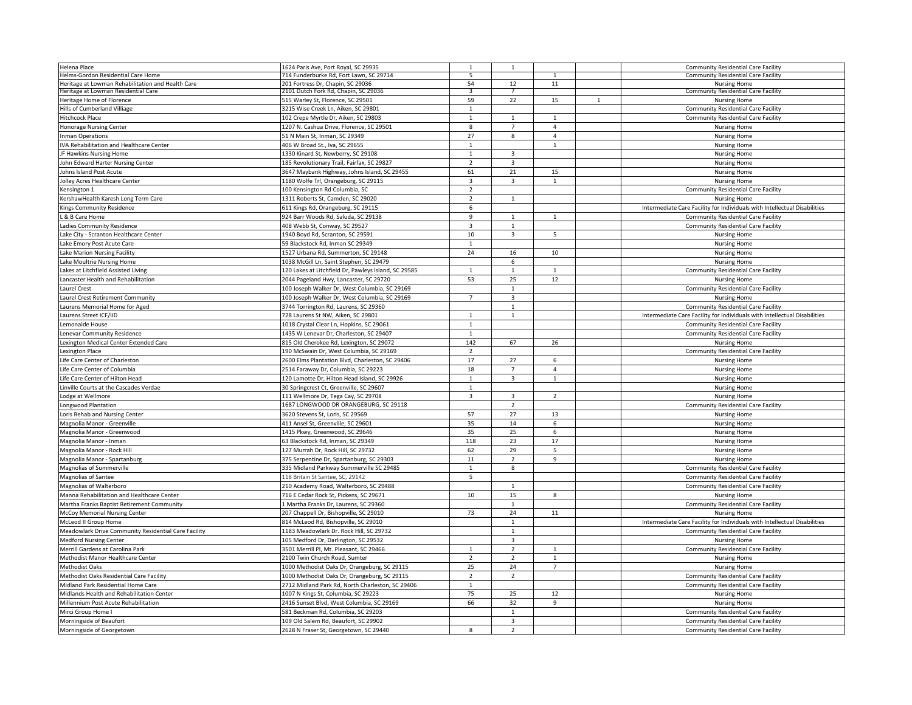| | | | | | | |
|---|---|---|---|---|---|---|
| Helena Place | 1624 Paris Ave, Port Royal, SC 29935 | 1 | 1 | | | Community Residential Care Facility |
| Helms-Gordon Residential Care Home | 714 Funderburke Rd, Fort Lawn, SC 29714 | 5 | | 1 | | Community Residential Care Facility |
| Heritage at Lowman Rehabilitation and Health Care | 201 Fortress Dr, Chapin, SC 29036 | 54 | 12 | 11 | | Nursing Home |
| Heritage at Lowman Residential Care | 2101 Dutch Fork Rd, Chapin, SC 29036 | 3 | 7 | | | Community Residential Care Facility |
| Heritage Home of Florence | 515 Warley St, Florence, SC 29501 | 59 | 22 | 15 | 1 | Nursing Home |
| Hills of Cumberland Villiage | 3215 Wise Creek Ln, Aiken, SC 29801 | 1 | | | | Community Residential Care Facility |
| Hitchcock Place | 102 Crepe Myrtle Dr, Aiken, SC 29803 | 1 | 1 | 1 | | Community Residential Care Facility |
| Honorage Nursing Center | 1207 N. Cashua Drive, Florence, SC 29501 | 8 | 7 | 4 | | Nursing Home |
| Inman Operations | 51 N Main St, Inman, SC 29349 | 27 | 8 | 4 | | Nursing Home |
| IVA Rehabilitation and Healthcare Center | 406 W Broad St., Iva, SC 29655 | 1 | | 1 | | Nursing Home |
| JF Hawkins Nursing Home | 1330 Kinard St, Newberry, SC 29108 | 1 | 3 | | | Nursing Home |
| John Edward Harter Nursing Center | 185 Revolutionary Trail, Fairfax, SC 29827 | 2 | 3 | | | Nursing Home |
| Johns Island Post Acute | 3647 Maybank Highway, Johns Island, SC 29455 | 61 | 21 | 15 | | Nursing Home |
| Jolley Acres Healthcare Center | 1180 Wolfe Trl, Orangeburg, SC 29115 | 3 | 3 | 1 | | Nursing Home |
| Kensington 1 | 100 Kensington Rd Columbia, SC | 2 | | | | Community Residential Care Facility |
| KershawHealth Karesh Long Term Care | 1311 Roberts St, Camden, SC 29020 | 2 | 1 | | | Nursing Home |
| Kings Community Residence | 611 Kings Rd, Orangeburg, SC 29115 | 6 | | | | Intermediate Care Facility for Individuals with Intellectual Disabilities |
| L & B Care Home | 924 Barr Woods Rd, Saluda, SC 29138 | 9 | 1 | 1 | | Community Residential Care Facility |
| Ladies Community Residence | 408 Webb St, Conway, SC 29527 | 3 | 1 | | | Community Residential Care Facility |
| Lake City - Scranton Healthcare Center | 1940 Boyd Rd, Scranton, SC 29591 | 10 | 3 | 5 | | Nursing Home |
| Lake Emory Post Acute Care | 59 Blackstock Rd, Inman SC 29349 | 1 | | | | Nursing Home |
| Lake Marion Nursing Facility | 1527 Urbana Rd, Summerton, SC 29148 | 24 | 16 | 10 | | Nursing Home |
| Lake Moultrie Nursing Home | 1038 McGill Ln, Saint Stephen, SC 29479 | | 6 | | | Nursing Home |
| Lakes at Litchfield Assisted Living | 120 Lakes at Litchfield Dr, Pawleys Island, SC 29585 | 1 | 1 | 1 | | Community Residential Care Facility |
| Lancaster Health and Rehabilitation | 2044 Pageland Hwy, Lancaster, SC 29720 | 53 | 25 | 12 | | Nursing Home |
| Laurel Crest | 100 Joseph Walker Dr, West Columbia, SC 29169 | | 1 | | | Community Residential Care Facility |
| Laurel Crest Retirement Community | 100 Joseph Walker Dr, West Columbia, SC 29169 | 7 | 3 | | | Nursing Home |
| Laurens Memorial Home for Aged | 3744 Torrington Rd, Laurens, SC 29360 | | 1 | | | Community Residential Care Facility |
| Laurens Street ICF/IID | 728 Laurens St NW, Aiken, SC 29801 | 1 | 1 | | | Intermediate Care Facility for Individuals with Intellectual Disabilities |
| Lemonaide House | 1018 Crystal Clear Ln, Hopkins, SC 29061 | 1 | | | | Community Residential Care Facility |
| Lenevar Community Residence | 1435 W Lenevar Dr, Charleston, SC 29407 | 1 | | | | Community Residential Care Facility |
| Lexington Medical Center Extended Care | 815 Old Cherokee Rd, Lexington, SC 29072 | 142 | 67 | 26 | | Nursing Home |
| Lexington Place | 190 McSwain Dr, West Columbia, SC 29169 | 2 | | | | Community Residential Care Facility |
| Life Care Center of Charleston | 2600 Elms Plantation Blvd, Charleston, SC 29406 | 17 | 27 | 6 | | Nursing Home |
| Life Care Center of Columbia | 2514 Faraway Dr, Columbia, SC 29223 | 18 | 7 | 4 | | Nursing Home |
| Life Care Center of Hilton Head | 120 Lamotte Dr, Hilton Head Island, SC 29926 | 1 | 3 | 1 | | Nursing Home |
| Linville Courts at the Cascades Verdae | 30 Springcrest Ct, Greenville, SC 29607 | 1 | | | | Nursing Home |
| Lodge at Wellmore | 111 Wellmore Dr, Tega Cay, SC 29708 | 3 | 3 | 2 | | Nursing Home |
| Longwood Plantation | 1687 LONGWOOD DR ORANGEBURG, SC 29118 | | 2 | | | Community Residential Care Facility |
| Loris Rehab and Nursing Center | 3620 Stevens St, Loris, SC 29569 | 57 | 27 | 13 | | Nursing Home |
| Magnolia Manor - Greenville | 411 Ansel St, Greenville, SC 29601 | 35 | 14 | 6 | | Nursing Home |
| Magnolia Manor - Greenwood | 1415 Pkwy, Greenwood, SC 29646 | 35 | 25 | 6 | | Nursing Home |
| Magnolia Manor - Inman | 63 Blackstock Rd, Inman, SC 29349 | 118 | 23 | 17 | | Nursing Home |
| Magnolia Manor - Rock Hill | 127 Murrah Dr, Rock Hill, SC 29732 | 62 | 29 | 5 | | Nursing Home |
| Magnolia Manor - Spartanburg | 375 Serpentine Dr, Spartanburg, SC 29303 | 11 | 2 | 9 | | Nursing Home |
| Magnolias of Summerville | 335 Midland Parkway Summerville SC 29485 | 1 | 8 | | | Community Residential Care Facility |
| Magnolias of Santee | 118 Britain St Santee, SC, 29142 | 5 | | | | Community Residential Care Facility |
| Magnolias of Walterboro | 210 Academy Road, Walterboro, SC 29488 | | 1 | | | Community Residential Care Facility |
| Manna Rehabilitation and Healthcare Center | 716 E Cedar Rock St, Pickens, SC 29671 | 10 | 15 | 8 | | Nursing Home |
| Martha Franks Baptist Retirement Community | 1 Martha Franks Dr, Laurens, SC 29360 | | 1 | | | Community Residential Care Facility |
| McCoy Memorial Nursing Center | 207 Chappell Dr, Bishopville, SC 29010 | 73 | 24 | 11 | | Nursing Home |
| McLeod II Group Home | 814 McLeod Rd, Bishopville, SC 29010 | | 1 | | | Intermediate Care Facility for Individuals with Intellectual Disabilities |
| Meadowlark Drive Community Residential Care Facility | 1183 Meadowlark Dr. Rock Hill, SC 29732 | | 1 | | | Community Residential Care Facility |
| Medford Nursing Center | 105 Medford Dr, Darlington, SC 29532 | | 3 | | | Nursing Home |
| Merrill Gardens at Carolina Park | 3501 Merrill Pl, Mt. Pleasant, SC 29466 | 1 | 2 | 1 | | Community Residential Care Facility |
| Methodist Manor Healthcare Center | 2100 Twin Church Road, Sumter | 2 | 2 | 1 | | Nursing Home |
| Methodist Oaks | 1000 Methodist Oaks Dr, Orangeburg, SC 29115 | 25 | 24 | 7 | | Nursing Home |
| Methodist Oaks Residential Care Facility | 1000 Methodist Oaks Dr, Orangeburg, SC 29115 | 2 | 2 | | | Community Residential Care Facility |
| Midland Park Residential Home Care | 2712 Midland Park Rd, North Charleston, SC 29406 | 1 | | | | Community Residential Care Facility |
| Midlands Health and Rehabilitation Center | 1007 N Kings St, Columbia, SC 29223 | 75 | 25 | 12 | | Nursing Home |
| Millennium Post Acute Rehabilitation | 2416 Sunset Blvd, West Columbia, SC 29169 | 66 | 32 | 9 | | Nursing Home |
| Mirci Group Home I | 581 Beckman Rd, Columbia, SC 29203 | | 1 | | | Community Residential Care Facility |
| Morningside of Beaufort | 109 Old Salem Rd, Beaufort, SC 29902 | | 3 | | | Community Residential Care Facility |
| Morningside of Georgetown | 2628 N Fraser St, Georgetown, SC 29440 | 8 | 2 | | | Community Residential Care Facility |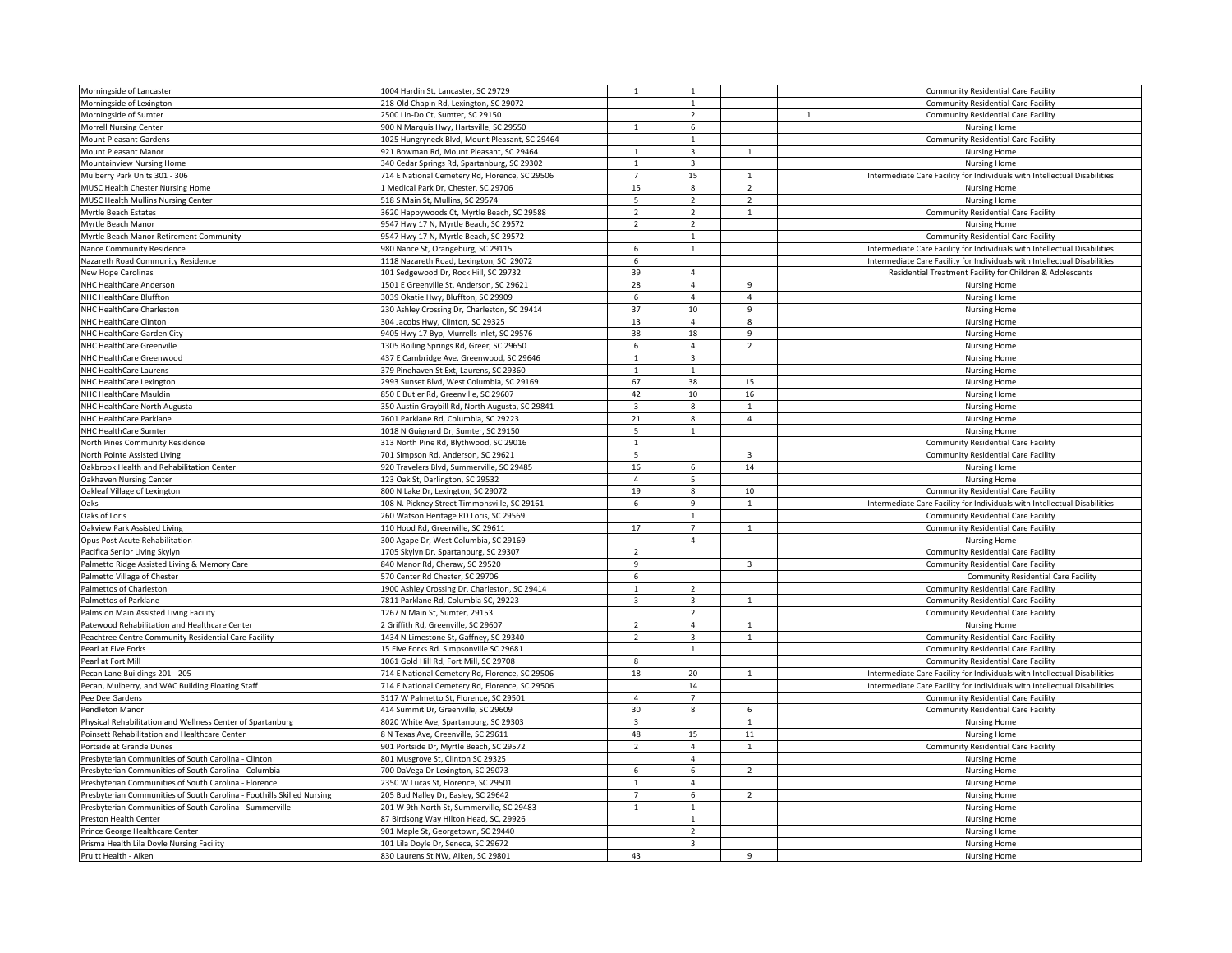| | | | | | | |
|---|---|---|---|---|---|---|
| Morningside of Lancaster | 1004 Hardin St, Lancaster, SC 29729 | 1 | 1 | | | Community Residential Care Facility |
| Morningside of Lexington | 218 Old Chapin Rd, Lexington, SC 29072 | | 1 | | | Community Residential Care Facility |
| Morningside of Sumter | 2500 Lin-Do Ct, Sumter, SC 29150 | | 2 | | 1 | Community Residential Care Facility |
| Morrell Nursing Center | 900 N Marquis Hwy, Hartsville, SC 29550 | 1 | 6 | | | Nursing Home |
| Mount Pleasant Gardens | 1025 Hungryneck Blvd, Mount Pleasant, SC 29464 | | 1 | | | Community Residential Care Facility |
| Mount Pleasant Manor | 921 Bowman Rd, Mount Pleasant, SC 29464 | 1 | 3 | 1 | | Nursing Home |
| Mountainview Nursing Home | 340 Cedar Springs Rd, Spartanburg, SC 29302 | 1 | 3 | | | Nursing Home |
| Mulberry Park Units 301 - 306 | 714 E National Cemetery Rd, Florence, SC 29506 | 7 | 15 | 1 | | Intermediate Care Facility for Individuals with Intellectual Disabilities |
| MUSC Health Chester Nursing Home | 1 Medical Park Dr, Chester, SC 29706 | 15 | 8 | 2 | | Nursing Home |
| MUSC Health Mullins Nursing Center | 518 S Main St, Mullins, SC 29574 | 5 | 2 | 2 | | Nursing Home |
| Myrtle Beach Estates | 3620 Happywoods Ct, Myrtle Beach, SC 29588 | 2 | 2 | 1 | | Community Residential Care Facility |
| Myrtle Beach Manor | 9547 Hwy 17 N, Myrtle Beach, SC 29572 | 2 | 2 | | | Nursing Home |
| Myrtle Beach Manor Retirement Community | 9547 Hwy 17 N, Myrtle Beach, SC 29572 | | 1 | | | Community Residential Care Facility |
| Nance Community Residence | 980 Nance St, Orangeburg, SC 29115 | 6 | 1 | | | Intermediate Care Facility for Individuals with Intellectual Disabilities |
| Nazareth Road Community Residence | 1118 Nazareth Road, Lexington, SC 29072 | 6 | | | | Intermediate Care Facility for Individuals with Intellectual Disabilities |
| New Hope Carolinas | 101 Sedgewood Dr, Rock Hill, SC 29732 | 39 | 4 | | | Residential Treatment Facility for Children & Adolescents |
| NHC HealthCare Anderson | 1501 E Greenville St, Anderson, SC 29621 | 28 | 4 | 9 | | Nursing Home |
| NHC HealthCare Bluffton | 3039 Okatie Hwy, Bluffton, SC 29909 | 6 | 4 | 4 | | Nursing Home |
| NHC HealthCare Charleston | 230 Ashley Crossing Dr, Charleston, SC 29414 | 37 | 10 | 9 | | Nursing Home |
| NHC HealthCare Clinton | 304 Jacobs Hwy, Clinton, SC 29325 | 13 | 4 | 8 | | Nursing Home |
| NHC HealthCare Garden City | 9405 Hwy 17 Byp, Murrells Inlet, SC 29576 | 38 | 18 | 9 | | Nursing Home |
| NHC HealthCare Greenville | 1305 Boiling Springs Rd, Greer, SC 29650 | 6 | 4 | 2 | | Nursing Home |
| NHC HealthCare Greenwood | 437 E Cambridge Ave, Greenwood, SC 29646 | 1 | 3 | | | Nursing Home |
| NHC HealthCare Laurens | 379 Pinehaven St Ext, Laurens, SC 29360 | 1 | 1 | | | Nursing Home |
| NHC HealthCare Lexington | 2993 Sunset Blvd, West Columbia, SC 29169 | 67 | 38 | 15 | | Nursing Home |
| NHC HealthCare Mauldin | 850 E Butler Rd, Greenville, SC 29607 | 42 | 10 | 16 | | Nursing Home |
| NHC HealthCare North Augusta | 350 Austin Graybill Rd, North Augusta, SC 29841 | 3 | 8 | 1 | | Nursing Home |
| NHC HealthCare Parklane | 7601 Parklane Rd, Columbia, SC 29223 | 21 | 8 | 4 | | Nursing Home |
| NHC HealthCare Sumter | 1018 N Guignard Dr, Sumter, SC 29150 | 5 | 1 | | | Nursing Home |
| North Pines Community Residence | 313 North Pine Rd, Blythwood, SC 29016 | 1 | | | | Community Residential Care Facility |
| North Pointe Assisted Living | 701 Simpson Rd, Anderson, SC 29621 | 5 | | 3 | | Community Residential Care Facility |
| Oakbrook Health and Rehabilitation Center | 920 Travelers Blvd, Summerville, SC 29485 | 16 | 6 | 14 | | Nursing Home |
| Oakhaven Nursing Center | 123 Oak St, Darlington, SC 29532 | 4 | 5 | | | Nursing Home |
| Oakleaf Village of Lexington | 800 N Lake Dr, Lexington, SC 29072 | 19 | 8 | 10 | | Community Residential Care Facility |
| Oaks | 108 N. Pickney Street Timmonsville, SC 29161 | 6 | 9 | 1 | | Intermediate Care Facility for Individuals with Intellectual Disabilities |
| Oaks of Loris | 260 Watson Heritage RD Loris, SC 29569 | | 1 | | | Community Residential Care Facility |
| Oakview Park Assisted Living | 110 Hood Rd, Greenville, SC 29611 | 17 | 7 | 1 | | Community Residential Care Facility |
| Opus Post Acute Rehabilitation | 300 Agape Dr, West Columbia, SC 29169 | | 4 | | | Nursing Home |
| Pacifica Senior Living Skylyn | 1705 Skylyn Dr, Spartanburg, SC 29307 | 2 | | | | Community Residential Care Facility |
| Palmetto Ridge Assisted Living & Memory Care | 840 Manor Rd, Cheraw, SC 29520 | 9 | | 3 | | Community Residential Care Facility |
| Palmetto Village of Chester | 570 Center Rd Chester, SC 29706 | 6 | | | | Community Residential Care Facility |
| Palmettos of Charleston | 1900 Ashley Crossing Dr, Charleston, SC 29414 | 1 | 2 | | | Community Residential Care Facility |
| Palmettos of Parklane | 7811 Parklane Rd, Columbia SC, 29223 | 3 | 3 | 1 | | Community Residential Care Facility |
| Palms on Main Assisted Living Facility | 1267 N Main St, Sumter, 29153 | | 2 | | | Community Residential Care Facility |
| Patewood Rehabilitation and Healthcare Center | 2 Griffith Rd, Greenville, SC 29607 | 2 | 4 | 1 | | Nursing Home |
| Peachtree Centre Community Residential Care Facility | 1434 N Limestone St, Gaffney, SC 29340 | 2 | 3 | 1 | | Community Residential Care Facility |
| Pearl at Five Forks | 15 Five Forks Rd. Simpsonville SC 29681 | | 1 | | | Community Residential Care Facility |
| Pearl at Fort Mill | 1061 Gold Hill Rd, Fort Mill, SC 29708 | 8 | | | | Community Residential Care Facility |
| Pecan Lane Buildings 201 - 205 | 714 E National Cemetery Rd, Florence, SC 29506 | 18 | 20 | 1 | | Intermediate Care Facility for Individuals with Intellectual Disabilities |
| Pecan, Mulberry, and WAC Building Floating Staff | 714 E National Cemetery Rd, Florence, SC 29506 | | 14 | | | Intermediate Care Facility for Individuals with Intellectual Disabilities |
| Pee Dee Gardens | 3117 W Palmetto St, Florence, SC 29501 | 4 | 7 | | | Community Residential Care Facility |
| Pendleton Manor | 414 Summit Dr, Greenville, SC 29609 | 30 | 8 | 6 | | Community Residential Care Facility |
| Physical Rehabilitation and Wellness Center of Spartanburg | 8020 White Ave, Spartanburg, SC 29303 | 3 | | 1 | | Nursing Home |
| Poinsett Rehabilitation and Healthcare Center | 8 N Texas Ave, Greenville, SC 29611 | 48 | 15 | 11 | | Nursing Home |
| Portside at Grande Dunes | 901 Portside Dr, Myrtle Beach, SC 29572 | 2 | 4 | 1 | | Community Residential Care Facility |
| Presbyterian Communities of South Carolina - Clinton | 801 Musgrove St, Clinton SC 29325 | | 4 | | | Nursing Home |
| Presbyterian Communities of South Carolina - Columbia | 700 DaVega Dr Lexington, SC 29073 | 6 | 6 | 2 | | Nursing Home |
| Presbyterian Communities of South Carolina - Florence | 2350 W Lucas St, Florence, SC 29501 | 1 | 4 | | | Nursing Home |
| Presbyterian Communities of South Carolina - Foothills Skilled Nursing | 205 Bud Nalley Dr, Easley, SC 29642 | 7 | 6 | 2 | | Nursing Home |
| Presbyterian Communities of South Carolina - Summerville | 201 W 9th North St, Summerville, SC 29483 | 1 | 1 | | | Nursing Home |
| Preston Health Center | 87 Birdsong Way Hilton Head, SC, 29926 | | 1 | | | Nursing Home |
| Prince George Healthcare Center | 901 Maple St, Georgetown, SC 29440 | | 2 | | | Nursing Home |
| Prisma Health Lila Doyle Nursing Facility | 101 Lila Doyle Dr, Seneca, SC 29672 | | 3 | | | Nursing Home |
| Pruitt Health - Aiken | 830 Laurens St NW, Aiken, SC 29801 | 43 | | 9 | | Nursing Home |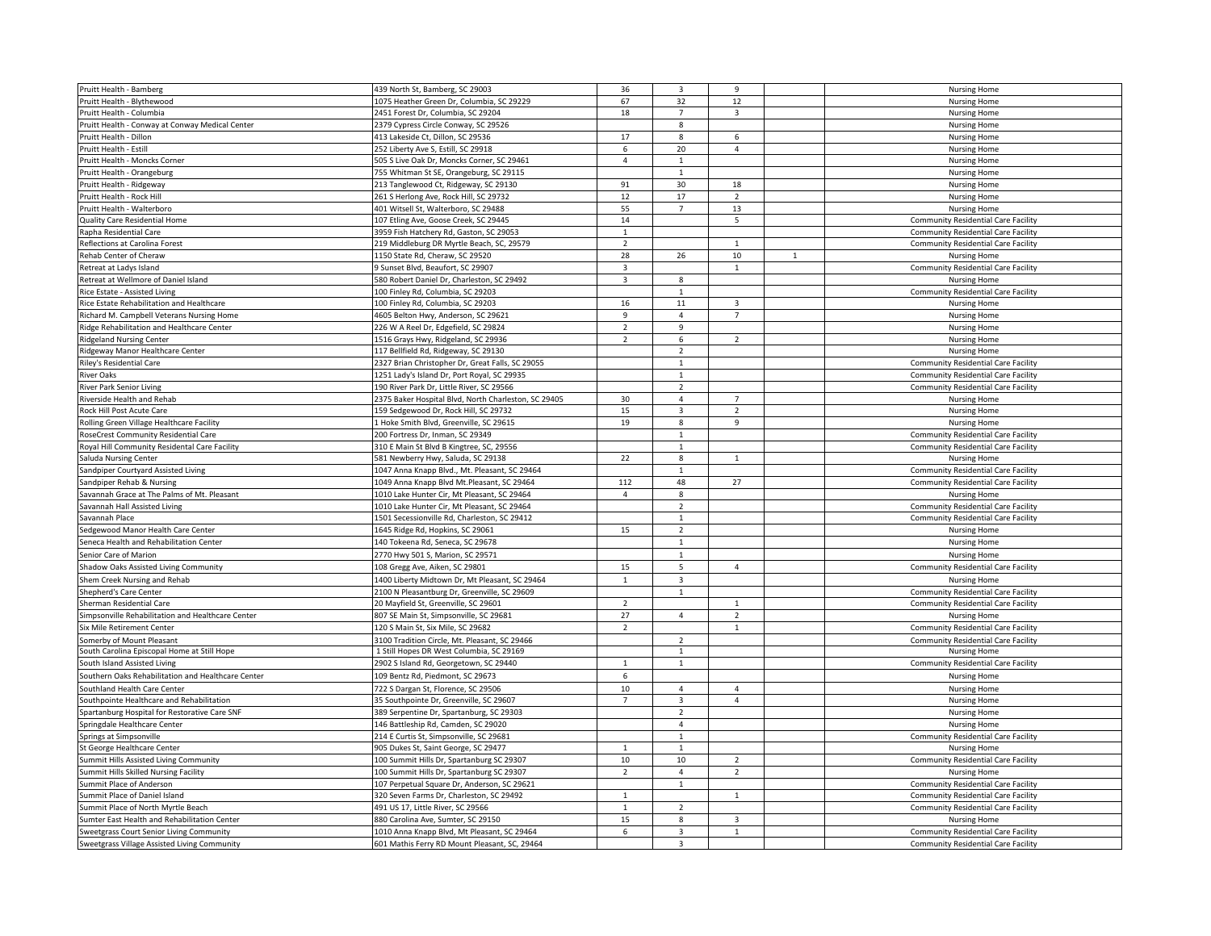| | | | | | | |
|---|---|---|---|---|---|---|
| Pruitt Health - Bamberg | 439 North St, Bamberg, SC 29003 | 36 | 3 | 9 | | Nursing Home |
| Pruitt Health - Blythewood | 1075 Heather Green Dr, Columbia, SC 29229 | 67 | 32 | 12 | | Nursing Home |
| Pruitt Health - Columbia | 2451 Forest Dr, Columbia, SC 29204 | 18 | 7 | 3 | | Nursing Home |
| Pruitt Health - Conway at Conway Medical Center | 2379 Cypress Circle Conway, SC 29526 | | 8 | | | Nursing Home |
| Pruitt Health - Dillon | 413 Lakeside Ct, Dillon, SC 29536 | 17 | 8 | 6 | | Nursing Home |
| Pruitt Health - Estill | 252 Liberty Ave S, Estill, SC 29918 | 6 | 20 | 4 | | Nursing Home |
| Pruitt Health - Moncks Corner | 505 S Live Oak Dr, Moncks Corner, SC 29461 | 4 | 1 | | | Nursing Home |
| Pruitt Health - Orangeburg | 755 Whitman St SE, Orangeburg, SC 29115 | | 1 | | | Nursing Home |
| Pruitt Health - Ridgeway | 213 Tanglewood Ct, Ridgeway, SC 29130 | 91 | 30 | 18 | | Nursing Home |
| Pruitt Health - Rock Hill | 261 S Herlong Ave, Rock Hill, SC 29732 | 12 | 17 | 2 | | Nursing Home |
| Pruitt Health - Walterboro | 401 Witsell St, Walterboro, SC 29488 | 55 | 7 | 13 | | Nursing Home |
| Quality Care Residential Home | 107 Etling Ave, Goose Creek, SC 29445 | 14 | | 5 | | Community Residential Care Facility |
| Rapha Residential Care | 3959 Fish Hatchery Rd, Gaston, SC 29053 | 1 | | | | Community Residential Care Facility |
| Reflections at Carolina Forest | 219 Middleburg DR Myrtle Beach, SC, 29579 | 2 | | 1 | | Community Residential Care Facility |
| Rehab Center of Cheraw | 1150 State Rd, Cheraw, SC 29520 | 28 | 26 | 10 | 1 | Nursing Home |
| Retreat at Ladys Island | 9 Sunset Blvd, Beaufort, SC 29907 | 3 | | 1 | | Community Residential Care Facility |
| Retreat at Wellmore of Daniel Island | 580 Robert Daniel Dr, Charleston, SC 29492 | 3 | 8 | | | Nursing Home |
| Rice Estate - Assisted Living | 100 Finley Rd, Columbia, SC 29203 | | 1 | | | Community Residential Care Facility |
| Rice Estate Rehabilitation and Healthcare | 100 Finley Rd, Columbia, SC 29203 | 16 | 11 | 3 | | Nursing Home |
| Richard M. Campbell Veterans Nursing Home | 4605 Belton Hwy, Anderson, SC 29621 | 9 | 4 | 7 | | Nursing Home |
| Ridge Rehabilitation and Healthcare Center | 226 W A Reel Dr, Edgefield, SC 29824 | 2 | 9 | | | Nursing Home |
| Ridgeland Nursing Center | 1516 Grays Hwy, Ridgeland, SC 29936 | 2 | 6 | 2 | | Nursing Home |
| Ridgeway Manor Healthcare Center | 117 Bellfield Rd, Ridgeway, SC 29130 | | 2 | | | Nursing Home |
| Riley's Residential Care | 2327 Brian Christopher Dr, Great Falls, SC 29055 | | 1 | | | Community Residential Care Facility |
| River Oaks | 1251 Lady's Island Dr, Port Royal, SC 29935 | | 1 | | | Community Residential Care Facility |
| River Park Senior Living | 190 River Park Dr, Little River, SC 29566 | | 2 | | | Community Residential Care Facility |
| Riverside Health and Rehab | 2375 Baker Hospital Blvd, North Charleston, SC 29405 | 30 | 4 | 7 | | Nursing Home |
| Rock Hill Post Acute Care | 159 Sedgewood Dr, Rock Hill, SC 29732 | 15 | 3 | 2 | | Nursing Home |
| Rolling Green Village Healthcare Facility | 1 Hoke Smith Blvd, Greenville, SC 29615 | 19 | 8 | 9 | | Nursing Home |
| RoseCrest Community Residential Care | 200 Fortress Dr, Inman, SC 29349 | | 1 | | | Community Residential Care Facility |
| Royal Hill Community Residental Care Facility | 310 E Main St Blvd B Kingtree, SC, 29556 | | 1 | | | Community Residential Care Facility |
| Saluda Nursing Center | 581 Newberry Hwy, Saluda, SC 29138 | 22 | 8 | 1 | | Nursing Home |
| Sandpiper Courtyard Assisted Living | 1047 Anna Knapp Blvd., Mt. Pleasant, SC 29464 | | 1 | | | Community Residential Care Facility |
| Sandpiper Rehab & Nursing | 1049 Anna Knapp Blvd Mt.Pleasant, SC 29464 | 112 | 48 | 27 | | Community Residential Care Facility |
| Savannah Grace at The Palms of Mt. Pleasant | 1010 Lake Hunter Cir, Mt Pleasant, SC 29464 | 4 | 8 | | | Nursing Home |
| Savannah Hall Assisted Living | 1010 Lake Hunter Cir, Mt Pleasant, SC 29464 | | 2 | | | Community Residential Care Facility |
| Savannah Place | 1501 Secessionville Rd, Charleston, SC 29412 | | 1 | | | Community Residential Care Facility |
| Sedgewood Manor Health Care Center | 1645 Ridge Rd, Hopkins, SC 29061 | 15 | 2 | | | Nursing Home |
| Seneca Health and Rehabilitation Center | 140 Tokeena Rd, Seneca, SC 29678 | | 1 | | | Nursing Home |
| Senior Care of Marion | 2770 Hwy 501 S, Marion, SC 29571 | | 1 | | | Nursing Home |
| Shadow Oaks Assisted Living Community | 108 Gregg Ave, Aiken, SC 29801 | 15 | 5 | 4 | | Community Residential Care Facility |
| Shem Creek Nursing and Rehab | 1400 Liberty Midtown Dr, Mt Pleasant, SC 29464 | 1 | 3 | | | Nursing Home |
| Shepherd's Care Center | 2100 N Pleasantburg Dr, Greenville, SC 29609 | | 1 | | | Community Residential Care Facility |
| Sherman Residential Care | 20 Mayfield St, Greenville, SC 29601 | 2 | | 1 | | Community Residential Care Facility |
| Simpsonville Rehabilitation and Healthcare Center | 807 SE Main St, Simpsonville, SC 29681 | 27 | 4 | 2 | | Nursing Home |
| Six Mile Retirement Center | 120 S Main St, Six Mile, SC 29682 | 2 | | 1 | | Community Residential Care Facility |
| Somerby of Mount Pleasant | 3100 Tradition Circle, Mt. Pleasant, SC 29466 | | 2 | | | Community Residential Care Facility |
| South Carolina Episcopal Home at Still Hope | 1 Still Hopes DR West Columbia, SC 29169 | | 1 | | | Nursing Home |
| South Island Assisted Living | 2902 S Island Rd, Georgetown, SC 29440 | 1 | 1 | | | Community Residential Care Facility |
| Southern Oaks Rehabilitation and Healthcare Center | 109 Bentz Rd, Piedmont, SC 29673 | 6 | | | | Nursing Home |
| Southland Health Care Center | 722 S Dargan St, Florence, SC 29506 | 10 | 4 | 4 | | Nursing Home |
| Southpointe Healthcare and Rehabilitation | 35 Southpointe Dr, Greenville, SC 29607 | 7 | 3 | 4 | | Nursing Home |
| Spartanburg Hospital for Restorative Care SNF | 389 Serpentine Dr, Spartanburg, SC 29303 | | 2 | | | Nursing Home |
| Springdale Healthcare Center | 146 Battleship Rd, Camden, SC 29020 | | 4 | | | Nursing Home |
| Springs at Simpsonville | 214 E Curtis St, Simpsonville, SC 29681 | | 1 | | | Community Residential Care Facility |
| St George Healthcare Center | 905 Dukes St, Saint George, SC 29477 | 1 | 1 | | | Nursing Home |
| Summit Hills Assisted Living Community | 100 Summit Hills Dr, Spartanburg SC 29307 | 10 | 10 | 2 | | Community Residential Care Facility |
| Summit Hills Skilled Nursing Facility | 100 Summit Hills Dr, Spartanburg SC 29307 | 2 | 4 | 2 | | Nursing Home |
| Summit Place of Anderson | 107 Perpetual Square Dr, Anderson, SC 29621 | | 1 | | | Community Residential Care Facility |
| Summit Place of Daniel Island | 320 Seven Farms Dr, Charleston, SC 29492 | 1 | | 1 | | Community Residential Care Facility |
| Summit Place of North Myrtle Beach | 491 US 17, Little River, SC 29566 | 1 | 2 | | | Community Residential Care Facility |
| Sumter East Health and Rehabilitation Center | 880 Carolina Ave, Sumter, SC 29150 | 15 | 8 | 3 | | Nursing Home |
| Sweetgrass Court Senior Living Community | 1010 Anna Knapp Blvd, Mt Pleasant, SC 29464 | 6 | 3 | 1 | | Community Residential Care Facility |
| Sweetgrass Village Assisted Living Community | 601 Mathis Ferry RD Mount Pleasant, SC, 29464 | | 3 | | | Community Residential Care Facility |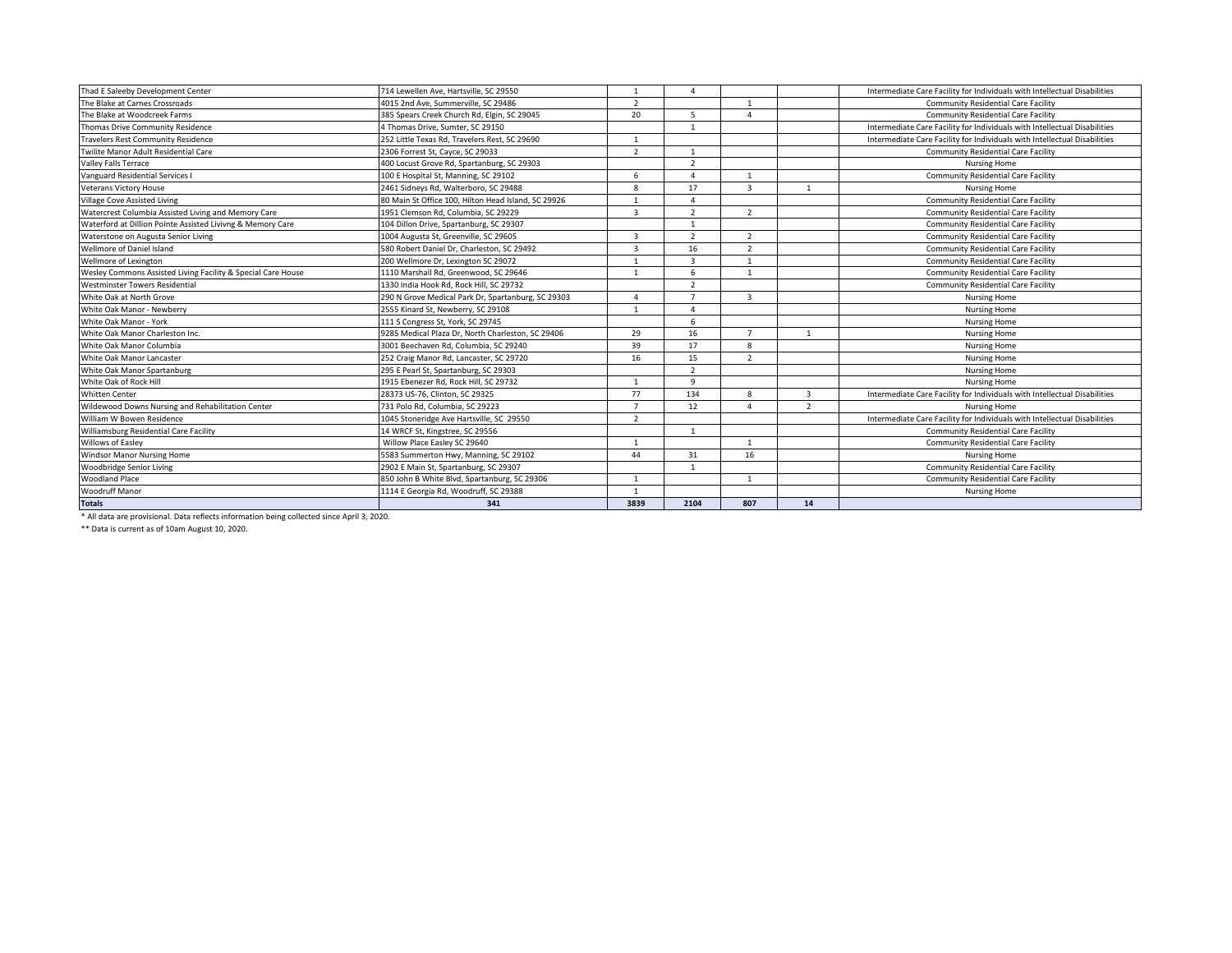| | | | | | | |
|---|---|---|---|---|---|---|
| Thad E Saleeby Development Center | 714 Lewellen Ave, Hartsville, SC 29550 | 1 | 4 | | | Intermediate Care Facility for Individuals with Intellectual Disabilities |
| The Blake at Carnes Crossroads | 4015 2nd Ave, Summerville, SC 29486 | 2 | | 1 | | Community Residential Care Facility |
| The Blake at Woodcreek Farms | 385 Spears Creek Church Rd, Elgin, SC 29045 | 20 | 5 | 4 | | Community Residential Care Facility |
| Thomas Drive Community Residence | 4 Thomas Drive, Sumter, SC 29150 | | 1 | | | Intermediate Care Facility for Individuals with Intellectual Disabilities |
| Travelers Rest Community Residence | 252 Little Texas Rd, Travelers Rest, SC 29690 | 1 | | | | Intermediate Care Facility for Individuals with Intellectual Disabilities |
| Twilite Manor Adult Residential Care | 2306 Forrest St, Cayce, SC 29033 | 2 | 1 | | | Community Residential Care Facility |
| Valley Falls Terrace | 400 Locust Grove Rd, Spartanburg, SC 29303 | | 2 | | | Nursing Home |
| Vanguard Residential Services I | 100 E Hospital St, Manning, SC 29102 | 6 | 4 | 1 | | Community Residential Care Facility |
| Veterans Victory House | 2461 Sidneys Rd, Walterboro, SC 29488 | 8 | 17 | 3 | 1 | Nursing Home |
| Village Cove Assisted Living | 80 Main St Office 100, Hilton Head Island, SC 29926 | 1 | 4 | | | Community Residential Care Facility |
| Watercrest Columbia Assisted Living and Memory Care | 1951 Clemson Rd, Columbia, SC 29229 | 3 | 2 | 2 | | Community Residential Care Facility |
| Waterford at Dillion Pointe Assisted Livivng & Memory Care | 104 Dillon Drive, Spartanburg, SC 29307 | | 1 | | | Community Residential Care Facility |
| Waterstone on Augusta Senior Living | 1004 Augusta St, Greenville, SC 29605 | 3 | 2 | 2 | | Community Residential Care Facility |
| Wellmore of Daniel Island | 580 Robert Daniel Dr, Charleston, SC 29492 | 3 | 16 | 2 | | Community Residential Care Facility |
| Wellmore of Lexington | 200 Wellmore Dr, Lexington SC 29072 | 1 | 3 | 1 | | Community Residential Care Facility |
| Wesley Commons Assisted Living Facility & Special Care House | 1110 Marshall Rd, Greenwood, SC 29646 | 1 | 6 | 1 | | Community Residential Care Facility |
| Westminster Towers Residential | 1330 India Hook Rd, Rock Hill, SC 29732 | | 2 | | | Community Residential Care Facility |
| White Oak at North Grove | 290 N Grove Medical Park Dr, Spartanburg, SC 29303 | 4 | 7 | 3 | | Nursing Home |
| White Oak Manor - Newberry | 2555 Kinard St, Newberry, SC 29108 | 1 | 4 | | | Nursing Home |
| White Oak Manor - York | 111 S Congress St, York, SC 29745 | | 6 | | | Nursing Home |
| White Oak Manor Charleston Inc. | 9285 Medical Plaza Dr, North Charleston, SC 29406 | 29 | 16 | 7 | 1 | Nursing Home |
| White Oak Manor Columbia | 3001 Beechaven Rd, Columbia, SC 29240 | 39 | 17 | 8 | | Nursing Home |
| White Oak Manor Lancaster | 252 Craig Manor Rd, Lancaster, SC 29720 | 16 | 15 | 2 | | Nursing Home |
| White Oak Manor Spartanburg | 295 E Pearl St, Spartanburg, SC 29303 | | 2 | | | Nursing Home |
| White Oak of Rock Hill | 1915 Ebenezer Rd, Rock Hill, SC 29732 | 1 | 9 | | | Nursing Home |
| Whitten Center | 28373 US-76, Clinton, SC 29325 | 77 | 134 | 8 | 3 | Intermediate Care Facility for Individuals with Intellectual Disabilities |
| Wildewood Downs Nursing and Rehabilitation Center | 731 Polo Rd, Columbia, SC 29223 | 7 | 12 | 4 | 2 | Nursing Home |
| William W Bowen Residence | 1045 Stoneridge Ave Hartsville, SC 29550 | 2 | | | | Intermediate Care Facility for Individuals with Intellectual Disabilities |
| Williamsburg Residential Care Facility | 14 WRCF St, Kingstree, SC 29556 | | 1 | | | Community Residential Care Facility |
| Willows of Easley | Willow Place Easley SC 29640 | 1 | | 1 | | Community Residential Care Facility |
| Windsor Manor Nursing Home | 5583 Summerton Hwy, Manning, SC 29102 | 44 | 31 | 16 | | Nursing Home |
| Woodbridge Senior Living | 2902 E Main St, Spartanburg, SC 29307 | | 1 | | | Community Residential Care Facility |
| Woodland Place | 850 John B White Blvd, Spartanburg, SC 29306 | 1 | | 1 | | Community Residential Care Facility |
| Woodruff Manor | 1114 E Georgia Rd, Woodruff, SC 29388 | 1 | | | | Nursing Home |
| **Totals** | **341** | **3839** | **2104** | **807** | **14** | |

* All data are provisional. Data reflects information being collected since April 3, 2020.

** Data is current as of 10am August 10, 2020.